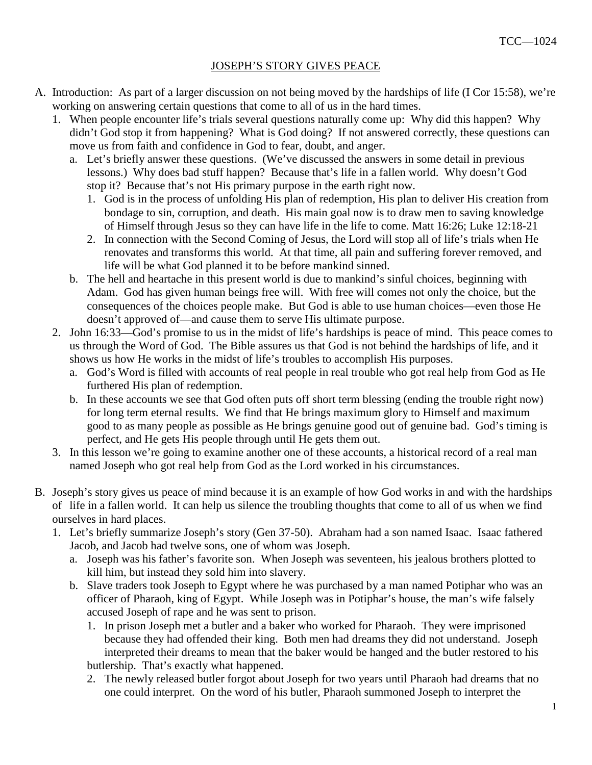TCC—1024

# JOSEPH'S STORY GIVES PEACE

A. Introduction: As part of a larger discussion on not being moved by the hardships of life (I Cor 15:58), we're working on answering certain questions that come to all of us in the hard times.

1. When people encounter life's trials several questions naturally come up: Why did this happen? Why didn't God stop it from happening? What is God doing? If not answered correctly, these questions can move us from faith and confidence in God to fear, doubt, and anger.
   - a. Let's briefly answer these questions. (We've discussed the answers in some detail in previous lessons.) Why does bad stuff happen? Because that's life in a fallen world. Why doesn't God stop it? Because that's not His primary purpose in the earth right now.
     1. God is in the process of unfolding His plan of redemption, His plan to deliver His creation from bondage to sin, corruption, and death. His main goal now is to draw men to saving knowledge of Himself through Jesus so they can have life in the life to come. Matt 16:26; Luke 12:18-21
     2. In connection with the Second Coming of Jesus, the Lord will stop all of life's trials when He renovates and transforms this world. At that time, all pain and suffering forever removed, and life will be what God planned it to be before mankind sinned.
   - b. The hell and heartache in this present world is due to mankind's sinful choices, beginning with Adam. God has given human beings free will. With free will comes not only the choice, but the consequences of the choices people make. But God is able to use human choices—even those He doesn't approved of—and cause them to serve His ultimate purpose.
2. John 16:33—God's promise to us in the midst of life's hardships is peace of mind. This peace comes to us through the Word of God. The Bible assures us that God is not behind the hardships of life, and it shows us how He works in the midst of life's troubles to accomplish His purposes.
   - a. God's Word is filled with accounts of real people in real trouble who got real help from God as He furthered His plan of redemption.
   - b. In these accounts we see that God often puts off short term blessing (ending the trouble right now) for long term eternal results. We find that He brings maximum glory to Himself and maximum good to as many people as possible as He brings genuine good out of genuine bad. God's timing is perfect, and He gets His people through until He gets them out.
3. In this lesson we're going to examine another one of these accounts, a historical record of a real man named Joseph who got real help from God as the Lord worked in his circumstances.

B. Joseph's story gives us peace of mind because it is an example of how God works in and with the hardships of life in a fallen world. It can help us silence the troubling thoughts that come to all of us when we find ourselves in hard places.

1. Let's briefly summarize Joseph's story (Gen 37-50). Abraham had a son named Isaac. Isaac fathered Jacob, and Jacob had twelve sons, one of whom was Joseph.
   - a. Joseph was his father's favorite son. When Joseph was seventeen, his jealous brothers plotted to kill him, but instead they sold him into slavery.
   - b. Slave traders took Joseph to Egypt where he was purchased by a man named Potiphar who was an officer of Pharaoh, king of Egypt. While Joseph was in Potiphar's house, the man's wife falsely accused Joseph of rape and he was sent to prison.
     1. In prison Joseph met a butler and a baker who worked for Pharaoh. They were imprisoned because they had offended their king. Both men had dreams they did not understand. Joseph interpreted their dreams to mean that the baker would be hanged and the butler restored to his butlership. That's exactly what happened.
     2. The newly released butler forgot about Joseph for two years until Pharaoh had dreams that no one could interpret. On the word of his butler, Pharaoh summoned Joseph to interpret the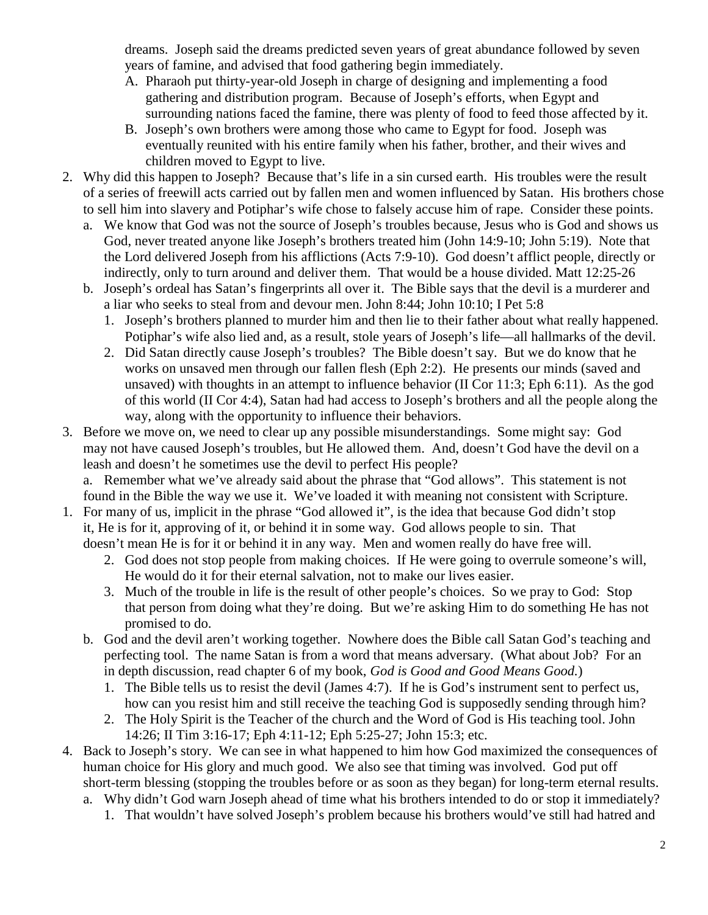dreams. Joseph said the dreams predicted seven years of great abundance followed by seven years of famine, and advised that food gathering begin immediately.

A. Pharaoh put thirty-year-old Joseph in charge of designing and implementing a food gathering and distribution program. Because of Joseph's efforts, when Egypt and surrounding nations faced the famine, there was plenty of food to feed those affected by it.
B. Joseph's own brothers were among those who came to Egypt for food. Joseph was eventually reunited with his entire family when his father, brother, and their wives and children moved to Egypt to live.

2. Why did this happen to Joseph? Because that's life in a sin cursed earth. His troubles were the result of a series of freewill acts carried out by fallen men and women influenced by Satan. His brothers chose to sell him into slavery and Potiphar's wife chose to falsely accuse him of rape. Consider these points.
   a. We know that God was not the source of Joseph's troubles because, Jesus who is God and shows us God, never treated anyone like Joseph's brothers treated him (John 14:9-10; John 5:19). Note that the Lord delivered Joseph from his afflictions (Acts 7:9-10). God doesn't afflict people, directly or indirectly, only to turn around and deliver them. That would be a house divided. Matt 12:25-26
   b. Joseph's ordeal has Satan's fingerprints all over it. The Bible says that the devil is a murderer and a liar who seeks to steal from and devour men. John 8:44; John 10:10; I Pet 5:8
      1. Joseph's brothers planned to murder him and then lie to their father about what really happened. Potiphar's wife also lied and, as a result, stole years of Joseph's life—all hallmarks of the devil.
      2. Did Satan directly cause Joseph's troubles? The Bible doesn't say. But we do know that he works on unsaved men through our fallen flesh (Eph 2:2). He presents our minds (saved and unsaved) with thoughts in an attempt to influence behavior (II Cor 11:3; Eph 6:11). As the god of this world (II Cor 4:4), Satan had had access to Joseph's brothers and all the people along the way, along with the opportunity to influence their behaviors.

3. Before we move on, we need to clear up any possible misunderstandings. Some might say: God may not have caused Joseph's troubles, but He allowed them. And, doesn't God have the devil on a leash and doesn't he sometimes use the devil to perfect His people?
   a. Remember what we've already said about the phrase that "God allows". This statement is not found in the Bible the way we use it. We've loaded it with meaning not consistent with Scripture.
      1. For many of us, implicit in the phrase "God allowed it", is the idea that because God didn't stop it, He is for it, approving of it, or behind it in some way. God allows people to sin. That doesn't mean He is for it or behind it in any way. Men and women really do have free will.
      2. God does not stop people from making choices. If He were going to overrule someone's will, He would do it for their eternal salvation, not to make our lives easier.
      3. Much of the trouble in life is the result of other people's choices. So we pray to God: Stop that person from doing what they're doing. But we're asking Him to do something He has not promised to do.
   b. God and the devil aren't working together. Nowhere does the Bible call Satan God's teaching and perfecting tool. The name Satan is from a word that means adversary. (What about Job? For an in depth discussion, read chapter 6 of my book, *God is Good and Good Means Good.*)
      1. The Bible tells us to resist the devil (James 4:7). If he is God's instrument sent to perfect us, how can you resist him and still receive the teaching God is supposedly sending through him?
      2. The Holy Spirit is the Teacher of the church and the Word of God is His teaching tool. John 14:26; II Tim 3:16-17; Eph 4:11-12; Eph 5:25-27; John 15:3; etc.

4. Back to Joseph's story. We can see in what happened to him how God maximized the consequences of human choice for His glory and much good. We also see that timing was involved. God put off short-term blessing (stopping the troubles before or as soon as they began) for long-term eternal results.
   a. Why didn't God warn Joseph ahead of time what his brothers intended to do or stop it immediately?
      1. That wouldn't have solved Joseph's problem because his brothers would've still had hatred and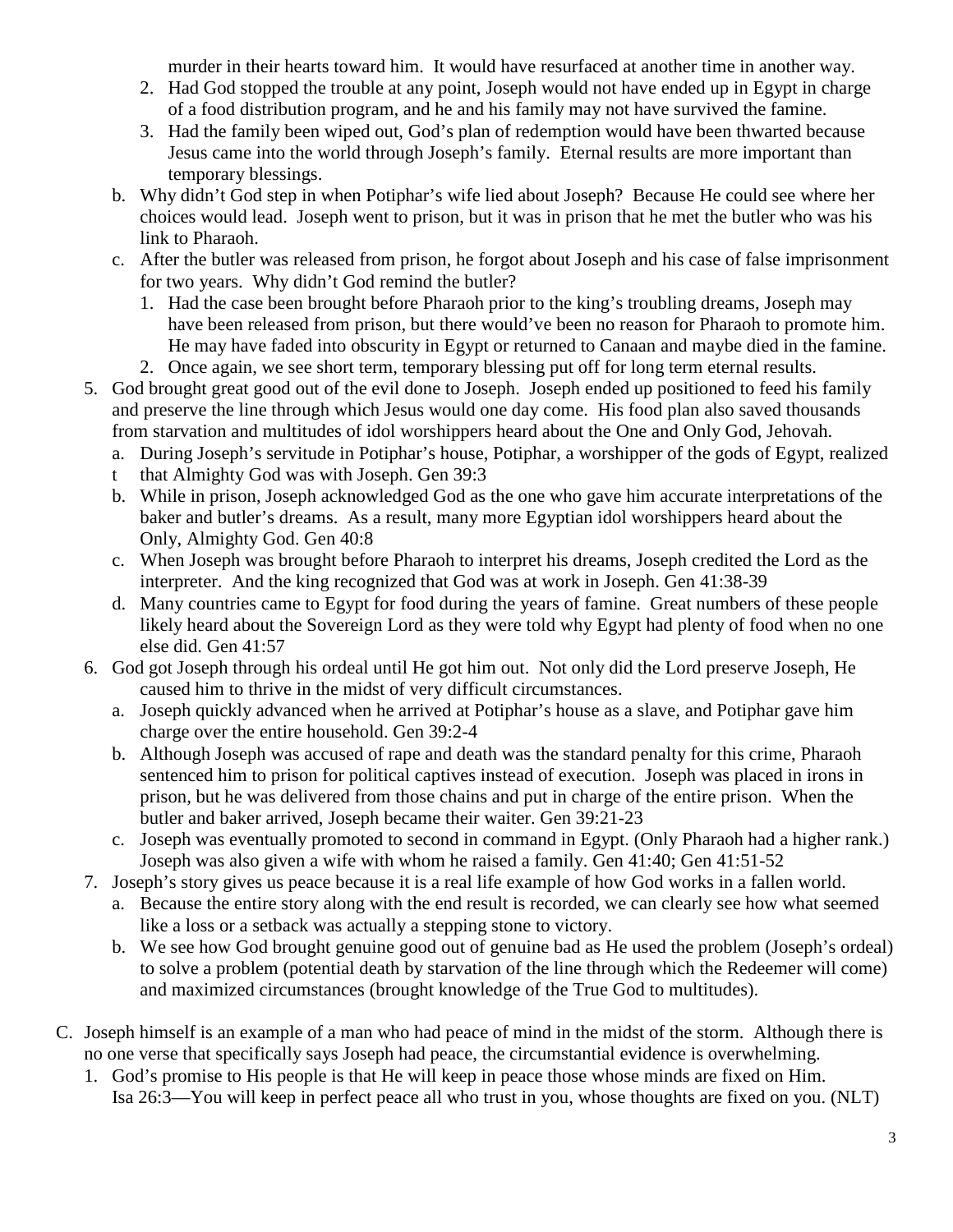murder in their hearts toward him. It would have resurfaced at another time in another way.

2. Had God stopped the trouble at any point, Joseph would not have ended up in Egypt in charge of a food distribution program, and he and his family may not have survived the famine.
3. Had the family been wiped out, God's plan of redemption would have been thwarted because Jesus came into the world through Joseph's family. Eternal results are more important than temporary blessings.

b. Why didn't God step in when Potiphar's wife lied about Joseph? Because He could see where her choices would lead. Joseph went to prison, but it was in prison that he met the butler who was his link to Pharaoh.

c. After the butler was released from prison, he forgot about Joseph and his case of false imprisonment for two years. Why didn't God remind the butler?

1. Had the case been brought before Pharaoh prior to the king's troubling dreams, Joseph may have been released from prison, but there would've been no reason for Pharaoh to promote him. He may have faded into obscurity in Egypt or returned to Canaan and maybe died in the famine.
2. Once again, we see short term, temporary blessing put off for long term eternal results.

5. God brought great good out of the evil done to Joseph. Joseph ended up positioned to feed his family and preserve the line through which Jesus would one day come. His food plan also saved thousands from starvation and multitudes of idol worshippers heard about the One and Only God, Jehovah.

a. During Joseph's servitude in Potiphar's house, Potiphar, a worshipper of the gods of Egypt, realized t that Almighty God was with Joseph. Gen 39:3

b. While in prison, Joseph acknowledged God as the one who gave him accurate interpretations of the baker and butler's dreams. As a result, many more Egyptian idol worshippers heard about the Only, Almighty God. Gen 40:8

c. When Joseph was brought before Pharaoh to interpret his dreams, Joseph credited the Lord as the interpreter. And the king recognized that God was at work in Joseph. Gen 41:38-39

d. Many countries came to Egypt for food during the years of famine. Great numbers of these people likely heard about the Sovereign Lord as they were told why Egypt had plenty of food when no one else did. Gen 41:57

6. God got Joseph through his ordeal until He got him out. Not only did the Lord preserve Joseph, He caused him to thrive in the midst of very difficult circumstances.

a. Joseph quickly advanced when he arrived at Potiphar's house as a slave, and Potiphar gave him charge over the entire household. Gen 39:2-4

b. Although Joseph was accused of rape and death was the standard penalty for this crime, Pharaoh sentenced him to prison for political captives instead of execution. Joseph was placed in irons in prison, but he was delivered from those chains and put in charge of the entire prison. When the butler and baker arrived, Joseph became their waiter. Gen 39:21-23

c. Joseph was eventually promoted to second in command in Egypt. (Only Pharaoh had a higher rank.) Joseph was also given a wife with whom he raised a family. Gen 41:40; Gen 41:51-52

7. Joseph's story gives us peace because it is a real life example of how God works in a fallen world.

a. Because the entire story along with the end result is recorded, we can clearly see how what seemed like a loss or a setback was actually a stepping stone to victory.

b. We see how God brought genuine good out of genuine bad as He used the problem (Joseph's ordeal) to solve a problem (potential death by starvation of the line through which the Redeemer will come) and maximized circumstances (brought knowledge of the True God to multitudes).

C. Joseph himself is an example of a man who had peace of mind in the midst of the storm. Although there is no one verse that specifically says Joseph had peace, the circumstantial evidence is overwhelming.

1. God's promise to His people is that He will keep in peace those whose minds are fixed on Him. Isa 26:3—You will keep in perfect peace all who trust in you, whose thoughts are fixed on you. (NLT)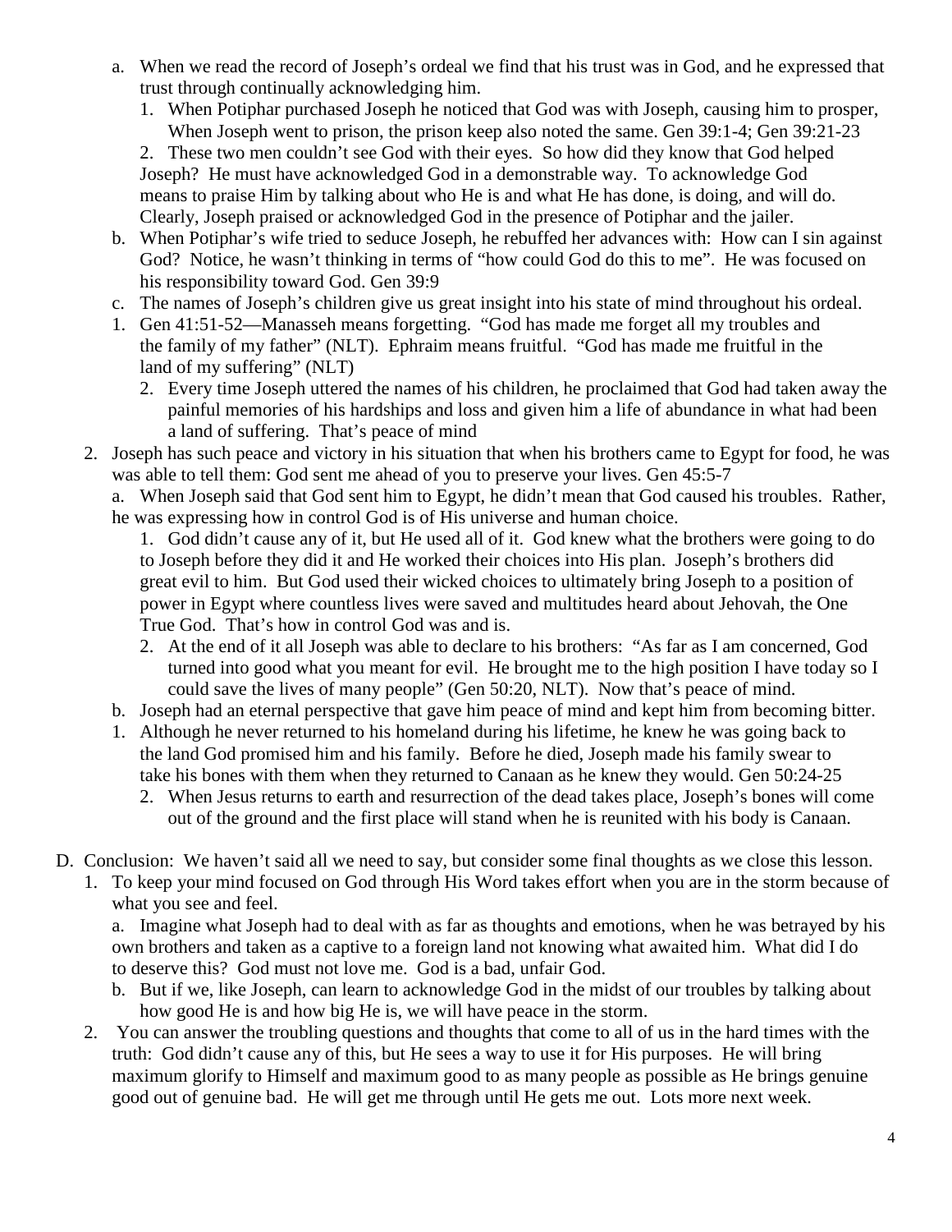a. When we read the record of Joseph's ordeal we find that his trust was in God, and he expressed that trust through continually acknowledging him.
   1. When Potiphar purchased Joseph he noticed that God was with Joseph, causing him to prosper, When Joseph went to prison, the prison keep also noted the same. Gen 39:1-4; Gen 39:21-23
   2. These two men couldn't see God with their eyes. So how did they know that God helped Joseph? He must have acknowledged God in a demonstrable way. To acknowledge God means to praise Him by talking about who He is and what He has done, is doing, and will do. Clearly, Joseph praised or acknowledged God in the presence of Potiphar and the jailer.

b. When Potiphar's wife tried to seduce Joseph, he rebuffed her advances with: How can I sin against God? Notice, he wasn't thinking in terms of "how could God do this to me". He was focused on his responsibility toward God. Gen 39:9

c. The names of Joseph's children give us great insight into his state of mind throughout his ordeal.
   1. Gen 41:51-52—Manasseh means forgetting. "God has made me forget all my troubles and the family of my father" (NLT). Ephraim means fruitful. "God has made me fruitful in the land of my suffering" (NLT)
   2. Every time Joseph uttered the names of his children, he proclaimed that God had taken away the painful memories of his hardships and loss and given him a life of abundance in what had been a land of suffering. That's peace of mind

2. Joseph has such peace and victory in his situation that when his brothers came to Egypt for food, he was was able to tell them: God sent me ahead of you to preserve your lives. Gen 45:5-7
   a. When Joseph said that God sent him to Egypt, he didn't mean that God caused his troubles. Rather, he was expressing how in control God is of His universe and human choice.
      1. God didn't cause any of it, but He used all of it. God knew what the brothers were going to do to Joseph before they did it and He worked their choices into His plan. Joseph's brothers did great evil to him. But God used their wicked choices to ultimately bring Joseph to a position of power in Egypt where countless lives were saved and multitudes heard about Jehovah, the One True God. That's how in control God was and is.
      2. At the end of it all Joseph was able to declare to his brothers: "As far as I am concerned, God turned into good what you meant for evil. He brought me to the high position I have today so I could save the lives of many people" (Gen 50:20, NLT). Now that's peace of mind.
   b. Joseph had an eternal perspective that gave him peace of mind and kept him from becoming bitter.
      1. Although he never returned to his homeland during his lifetime, he knew he was going back to the land God promised him and his family. Before he died, Joseph made his family swear to take his bones with them when they returned to Canaan as he knew they would. Gen 50:24-25
      2. When Jesus returns to earth and resurrection of the dead takes place, Joseph's bones will come out of the ground and the first place will stand when he is reunited with his body is Canaan.

D. Conclusion: We haven't said all we need to say, but consider some final thoughts as we close this lesson.
   1. To keep your mind focused on God through His Word takes effort when you are in the storm because of what you see and feel.
      a. Imagine what Joseph had to deal with as far as thoughts and emotions, when he was betrayed by his own brothers and taken as a captive to a foreign land not knowing what awaited him. What did I do to deserve this? God must not love me. God is a bad, unfair God.
      b. But if we, like Joseph, can learn to acknowledge God in the midst of our troubles by talking about how good He is and how big He is, we will have peace in the storm.
   2. You can answer the troubling questions and thoughts that come to all of us in the hard times with the truth: God didn't cause any of this, but He sees a way to use it for His purposes. He will bring maximum glorify to Himself and maximum good to as many people as possible as He brings genuine good out of genuine bad. He will get me through until He gets me out. Lots more next week.